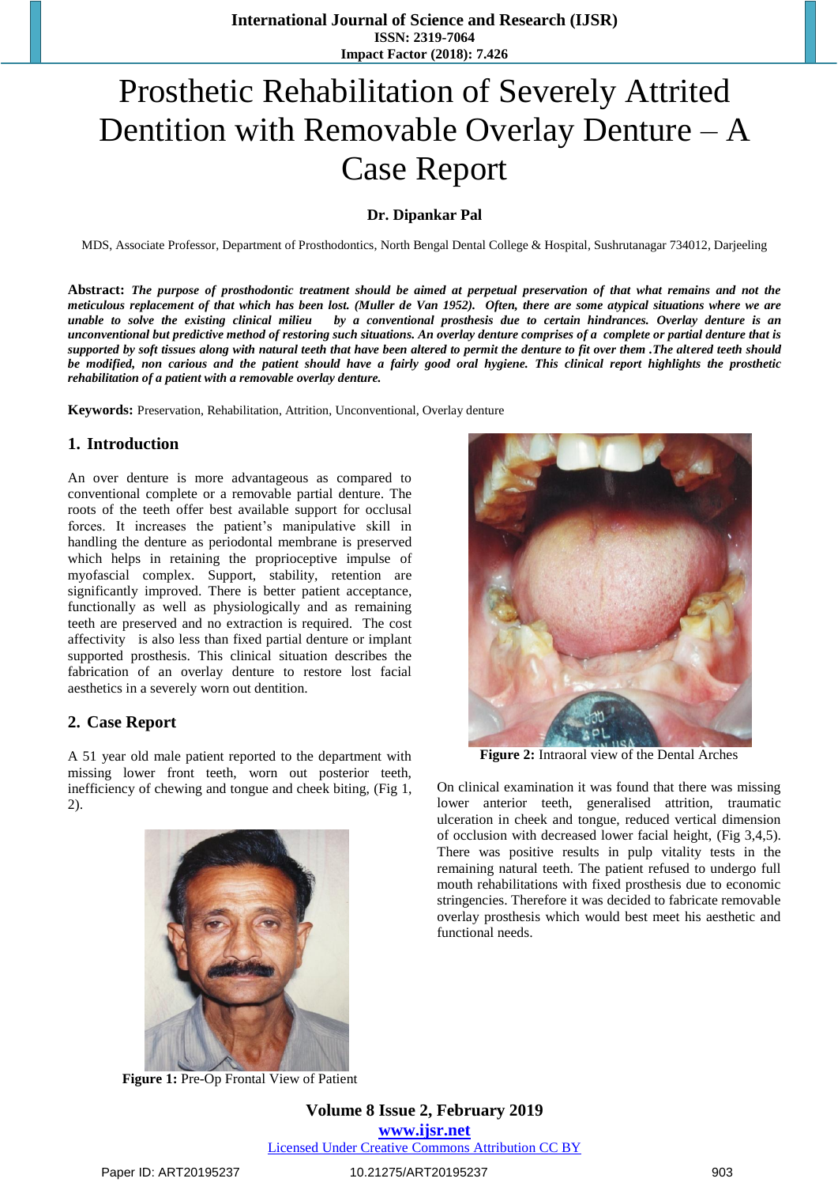# Prosthetic Rehabilitation of Severely Attrited Dentition with Removable Overlay Denture – A Case Report

**Dr. Dipankar Pal**

MDS, Associate Professor, Department of Prosthodontics, North Bengal Dental College & Hospital, Sushrutanagar 734012, Darjeeling

**Abstract:** ***The purpose of prosthodontic treatment should be aimed at perpetual preservation of that what remains and not the meticulous replacement of that which has been lost. (Muller de Van 1952). Often, there are some atypical situations where we are unable to solve the existing clinical milieu by a conventional prosthesis due to certain hindrances. Overlay denture is an unconventional but predictive method of restoring such situations. An overlay denture comprises of a complete or partial denture that is supported by soft tissues along with natural teeth that have been altered to permit the denture to fit over them .The altered teeth should be modified, non carious and the patient should have a fairly good oral hygiene. This clinical report highlights the prosthetic rehabilitation of a patient with a removable overlay denture.***

**Keywords:** Preservation, Rehabilitation, Attrition, Unconventional, Overlay denture

## 1. Introduction

An over denture is more advantageous as compared to conventional complete or a removable partial denture. The roots of the teeth offer best available support for occlusal forces. It increases the patient's manipulative skill in handling the denture as periodontal membrane is preserved which helps in retaining the proprioceptive impulse of myofascial complex. Support, stability, retention are significantly improved. There is better patient acceptance, functionally as well as physiologically and as remaining teeth are preserved and no extraction is required. The cost affectivity is also less than fixed partial denture or implant supported prosthesis. This clinical situation describes the fabrication of an overlay denture to restore lost facial aesthetics in a severely worn out dentition.

## 2. Case Report

A 51 year old male patient reported to the department with missing lower front teeth, worn out posterior teeth, inefficiency of chewing and tongue and cheek biting, (Fig 1, 2).

**Figure 1:** Pre-Op Frontal View of Patient

**Figure 2:** Intraoral view of the Dental Arches

On clinical examination it was found that there was missing lower anterior teeth, generalised attrition, traumatic ulceration in cheek and tongue, reduced vertical dimension of occlusion with decreased lower facial height, (Fig 3,4,5). There was positive results in pulp vitality tests in the remaining natural teeth. The patient refused to undergo full mouth rehabilitations with fixed prosthesis due to economic stringencies. Therefore it was decided to fabricate removable overlay prosthesis which would best meet his aesthetic and functional needs.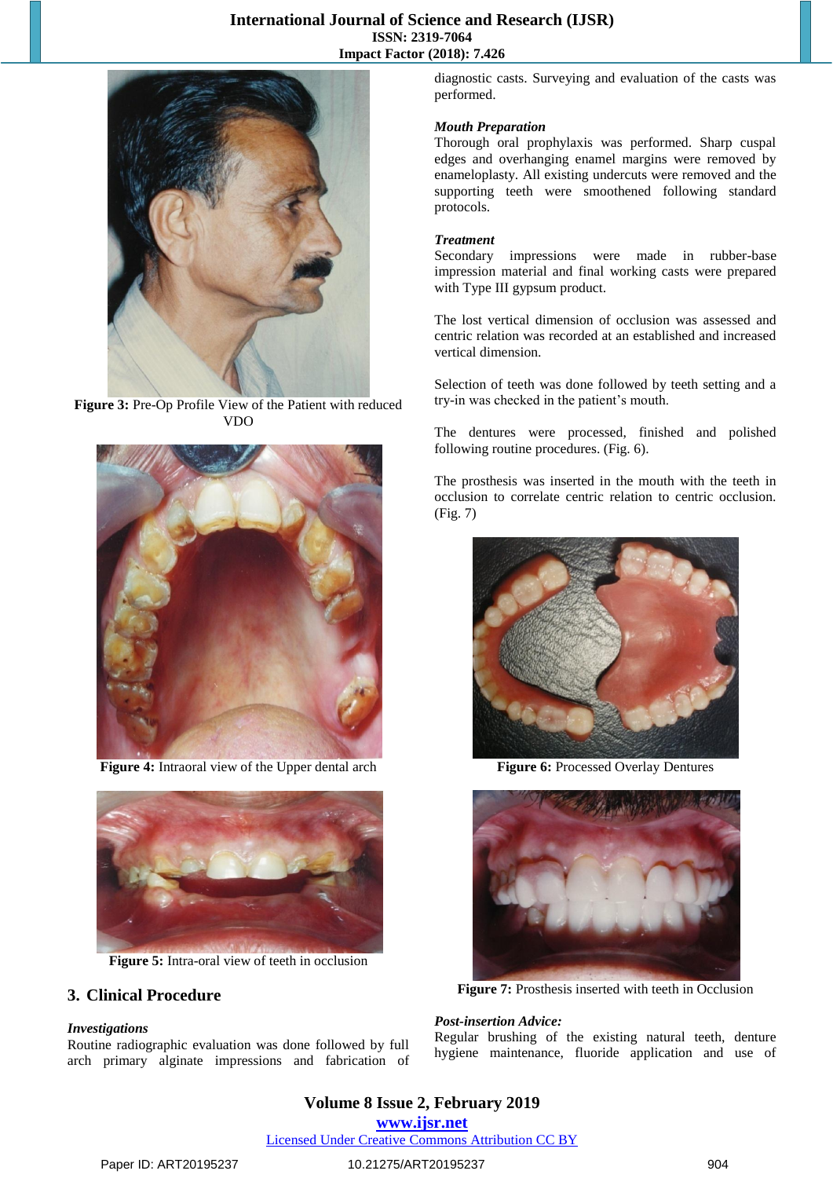Figure 3: Pre-Op Profile View of the Patient with reduced VDO

Figure 4: Intraoral view of the Upper dental arch

Figure 5: Intra-oral view of teeth in occlusion

## 3. Clinical Procedure

### Investigations

Routine radiographic evaluation was done followed by full arch primary alginate impressions and fabrication of diagnostic casts. Surveying and evaluation of the casts was performed.

### Mouth Preparation

Thorough oral prophylaxis was performed. Sharp cuspal edges and overhanging enamel margins were removed by enameloplasty. All existing undercuts were removed and the supporting teeth were smoothened following standard protocols.

### Treatment

Secondary impressions were made in rubber-base impression material and final working casts were prepared with Type III gypsum product.

The lost vertical dimension of occlusion was assessed and centric relation was recorded at an established and increased vertical dimension.

Selection of teeth was done followed by teeth setting and a try-in was checked in the patient's mouth.

The dentures were processed, finished and polished following routine procedures. (Fig. 6).

The prosthesis was inserted in the mouth with the teeth in occlusion to correlate centric relation to centric occlusion. (Fig. 7)

Figure 6: Processed Overlay Dentures

Figure 7: Prosthesis inserted with teeth in Occlusion

### Post-insertion Advice:

Regular brushing of the existing natural teeth, denture hygiene maintenance, fluoride application and use of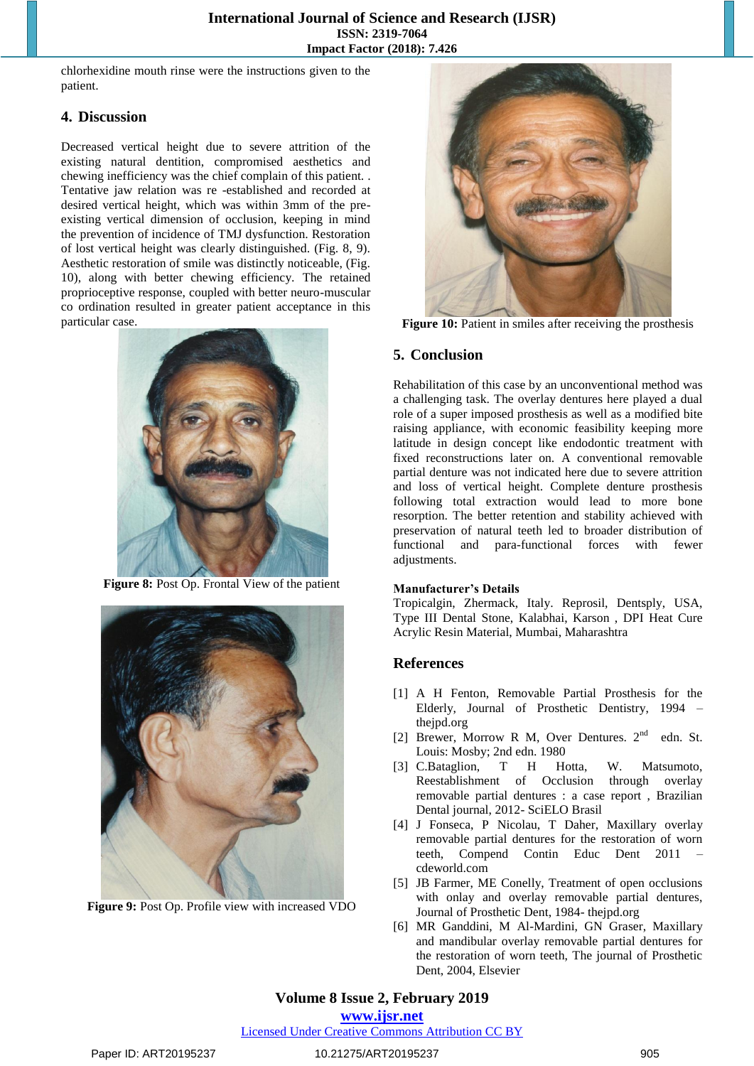chlorhexidine mouth rinse were the instructions given to the patient.

## 4. Discussion

Decreased vertical height due to severe attrition of the existing natural dentition, compromised aesthetics and chewing inefficiency was the chief complain of this patient. . Tentative jaw relation was re -established and recorded at desired vertical height, which was within 3mm of the pre-existing vertical dimension of occlusion, keeping in mind the prevention of incidence of TMJ dysfunction. Restoration of lost vertical height was clearly distinguished. (Fig. 8, 9). Aesthetic restoration of smile was distinctly noticeable, (Fig. 10), along with better chewing efficiency. The retained proprioceptive response, coupled with better neuro-muscular co ordination resulted in greater patient acceptance in this particular case.

**Figure 8:** Post Op. Frontal View of the patient

**Figure 9:** Post Op. Profile view with increased VDO

**Figure 10:** Patient in smiles after receiving the prosthesis

## 5. Conclusion

Rehabilitation of this case by an unconventional method was a challenging task. The overlay dentures here played a dual role of a super imposed prosthesis as well as a modified bite raising appliance, with economic feasibility keeping more latitude in design concept like endodontic treatment with fixed reconstructions later on. A conventional removable partial denture was not indicated here due to severe attrition and loss of vertical height. Complete denture prosthesis following total extraction would lead to more bone resorption. The better retention and stability achieved with preservation of natural teeth led to broader distribution of functional and para-functional forces with fewer adjustments.

**Manufacturer's Details**

Tropicalgin, Zhermack, Italy. Reprosil, Dentsply, USA, Type III Dental Stone, Kalabhai, Karson , DPI Heat Cure Acrylic Resin Material, Mumbai, Maharashtra

## References

[1] A H Fenton, Removable Partial Prosthesis for the Elderly, Journal of Prosthetic Dentistry, 1994 – thejpd.org

[2] Brewer, Morrow R M, Over Dentures. 2nd edn. St. Louis: Mosby; 2nd edn. 1980

[3] C.Bataglion, T H Hotta, W. Matsumoto, Reestablishment of Occlusion through overlay removable partial dentures : a case report , Brazilian Dental journal, 2012- SciELO Brasil

[4] J Fonseca, P Nicolau, T Daher, Maxillary overlay removable partial dentures for the restoration of worn teeth, Compend Contin Educ Dent 2011 – cdeworld.com

[5] JB Farmer, ME Conelly, Treatment of open occlusions with onlay and overlay removable partial dentures, Journal of Prosthetic Dent, 1984- thejpd.org

[6] MR Ganddini, M Al-Mardini, GN Graser, Maxillary and mandibular overlay removable partial dentures for the restoration of worn teeth, The journal of Prosthetic Dent, 2004, Elsevier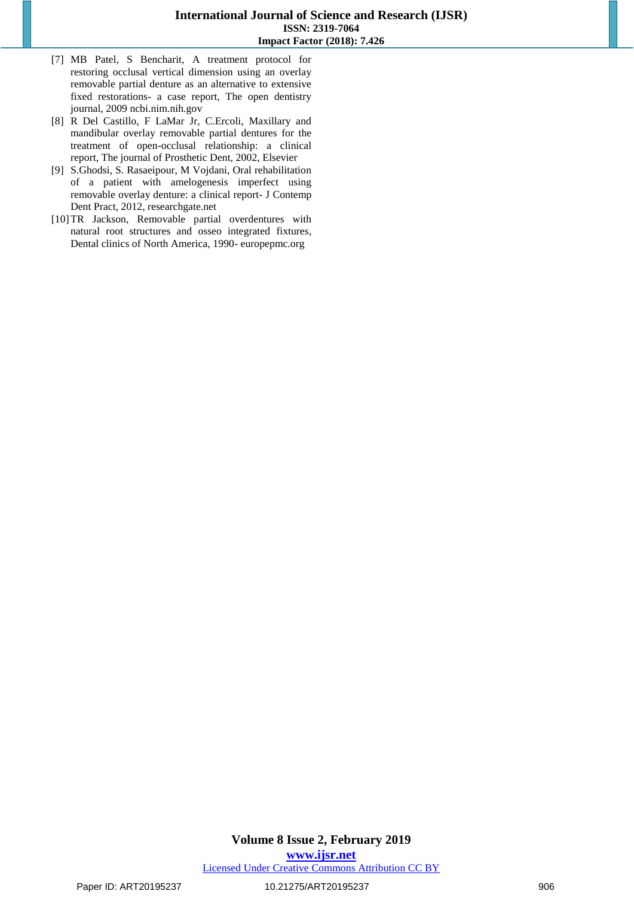[7] MB Patel, S Bencharit, A treatment protocol for restoring occlusal vertical dimension using an overlay removable partial denture as an alternative to extensive fixed restorations- a case report, The open dentistry journal, 2009 ncbi.nim.nih.gov

[8] R Del Castillo, F LaMar Jr, C.Ercoli, Maxillary and mandibular overlay removable partial dentures for the treatment of open-occlusal relationship: a clinical report, The journal of Prosthetic Dent, 2002, Elsevier

[9] S.Ghodsi, S. Rasaeipour, M Vojdani, Oral rehabilitation of a patient with amelogenesis imperfect using removable overlay denture: a clinical report- J Contemp Dent Pract, 2012, researchgate.net

[10] TR Jackson, Removable partial overdentures with natural root structures and osseo integrated fixtures, Dental clinics of North America, 1990- europepmc.org